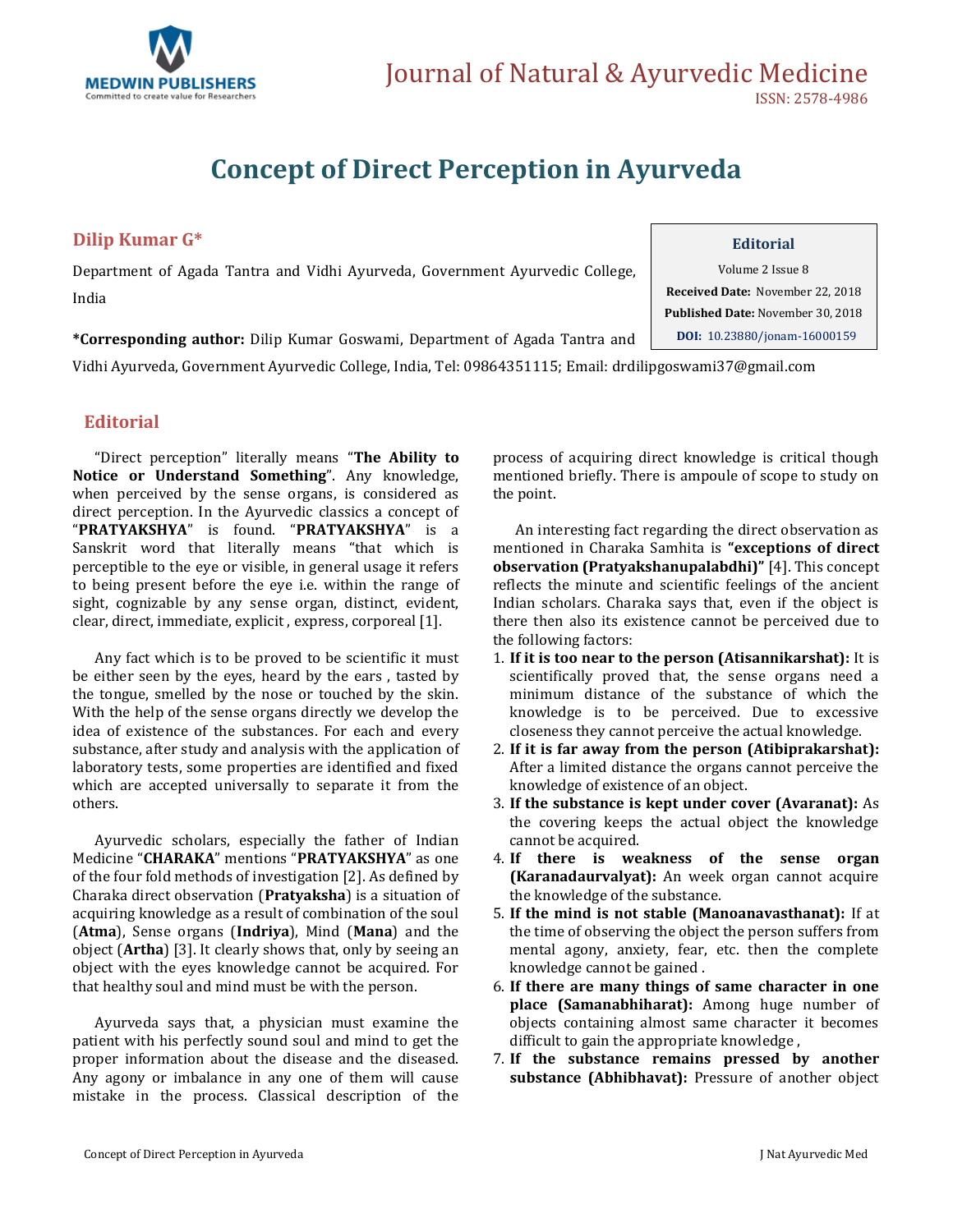# Concept of Direct Perception in Ayurveda

**Dilip Kumar G***

Department of Agada Tantra and Vidhi Ayurveda, Government Ayurvedic College, India

**\*Corresponding author:** Dilip Kumar Goswami, Department of Agada Tantra and Vidhi Ayurveda, Government Ayurvedic College, India, Tel: 09864351115; Email: drdilipgoswami37@gmail.com

**Editorial**

Volume 2 Issue 8

**Received Date:** November 22, 2018

**Published Date:** November 30, 2018

**DOI:** 10.23880/jonam-16000159

## Editorial

"Direct perception" literally means "**The Ability to Notice or Understand Something**". Any knowledge, when perceived by the sense organs, is considered as direct perception. In the Ayurvedic classics a concept of "**PRATYAKSHYA**" is found. "**PRATYAKSHYA**" is a Sanskrit word that literally means "that which is perceptible to the eye or visible, in general usage it refers to being present before the eye i.e. within the range of sight, cognizable by any sense organ, distinct, evident, clear, direct, immediate, explicit , express, corporeal [1].

Any fact which is to be proved to be scientific it must be either seen by the eyes, heard by the ears , tasted by the tongue, smelled by the nose or touched by the skin. With the help of the sense organs directly we develop the idea of existence of the substances. For each and every substance, after study and analysis with the application of laboratory tests, some properties are identified and fixed which are accepted universally to separate it from the others.

Ayurvedic scholars, especially the father of Indian Medicine "**CHARAKA**" mentions "**PRATYAKSHYA**" as one of the four fold methods of investigation [2]. As defined by Charaka direct observation (**Pratyaksha**) is a situation of acquiring knowledge as a result of combination of the soul (**Atma**), Sense organs (**Indriya**), Mind (**Mana**) and the object (**Artha**) [3]. It clearly shows that, only by seeing an object with the eyes knowledge cannot be acquired. For that healthy soul and mind must be with the person.

Ayurveda says that, a physician must examine the patient with his perfectly sound soul and mind to get the proper information about the disease and the diseased. Any agony or imbalance in any one of them will cause mistake in the process. Classical description of the process of acquiring direct knowledge is critical though mentioned briefly. There is ampoule of scope to study on the point.

An interesting fact regarding the direct observation as mentioned in Charaka Samhita is **"exceptions of direct observation (Pratyakshanupalabdhi)"** [4]. This concept reflects the minute and scientific feelings of the ancient Indian scholars. Charaka says that, even if the object is there then also its existence cannot be perceived due to the following factors:

1. **If it is too near to the person (Atisannikarshat):** It is scientifically proved that, the sense organs need a minimum distance of the substance of which the knowledge is to be perceived. Due to excessive closeness they cannot perceive the actual knowledge.
2. **If it is far away from the person (Atibiprakarshat):** After a limited distance the organs cannot perceive the knowledge of existence of an object.
3. **If the substance is kept under cover (Avaranat):** As the covering keeps the actual object the knowledge cannot be acquired.
4. **If there is weakness of the sense organ (Karanadaurvalyat):** An week organ cannot acquire the knowledge of the substance.
5. **If the mind is not stable (Manoanavasthanat):** If at the time of observing the object the person suffers from mental agony, anxiety, fear, etc. then the complete knowledge cannot be gained .
6. **If there are many things of same character in one place (Samanabhiharat):** Among huge number of objects containing almost same character it becomes difficult to gain the appropriate knowledge ,
7. **If the substance remains pressed by another substance (Abhibhavat):** Pressure of another object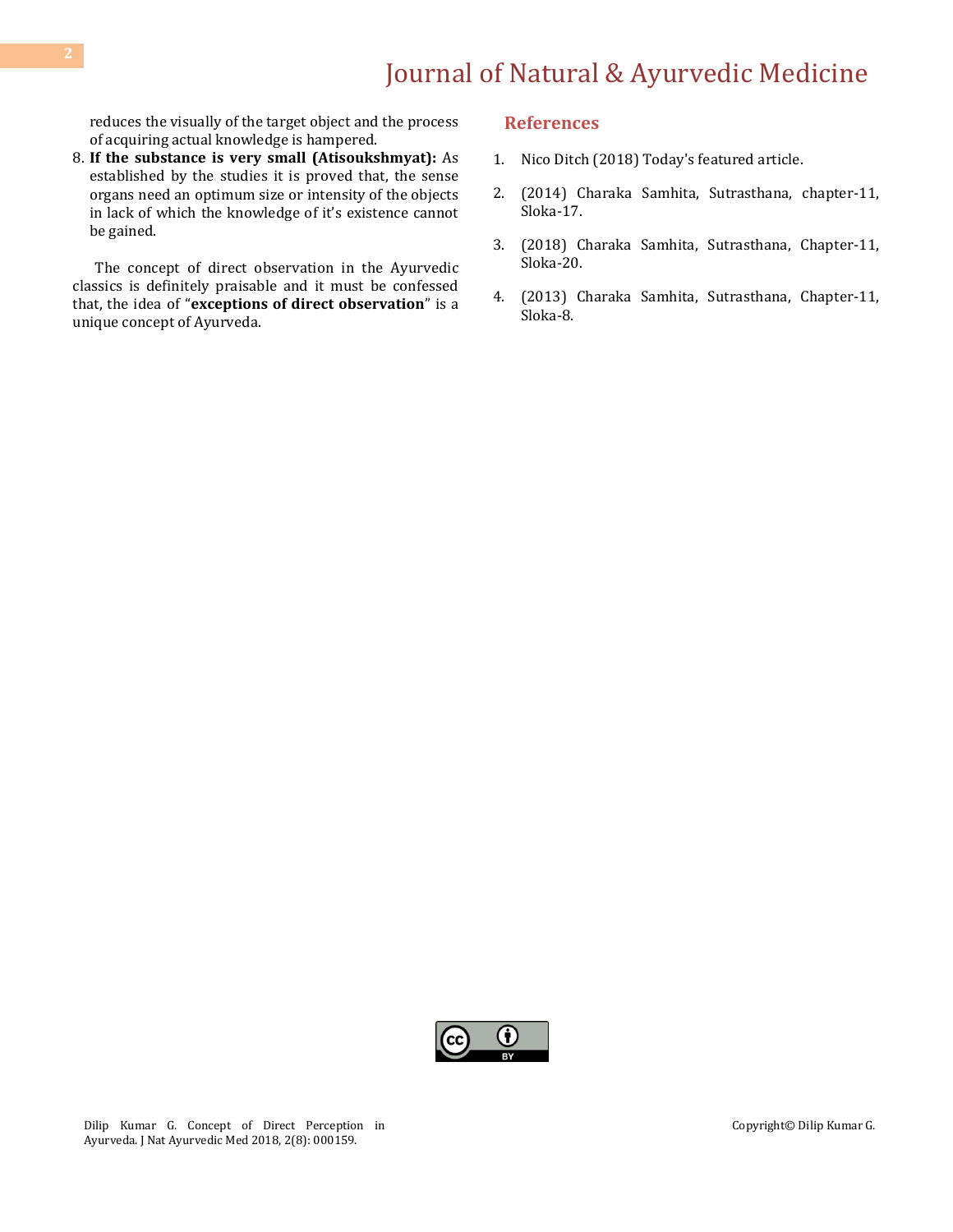reduces the visually of the target object and the process of acquiring actual knowledge is hampered.

8. **If the substance is very small (Atisoukshmyat):** As established by the studies it is proved that, the sense organs need an optimum size or intensity of the objects in lack of which the knowledge of it's existence cannot be gained.

The concept of direct observation in the Ayurvedic classics is definitely praisable and it must be confessed that, the idea of "**exceptions of direct observation**" is a unique concept of Ayurveda.

## References

1. Nico Ditch (2018) Today's featured article.
2. (2014) Charaka Samhita, Sutrasthana, chapter-11, Sloka-17.
3. (2018) Charaka Samhita, Sutrasthana, Chapter-11, Sloka-20.
4. (2013) Charaka Samhita, Sutrasthana, Chapter-11, Sloka-8.